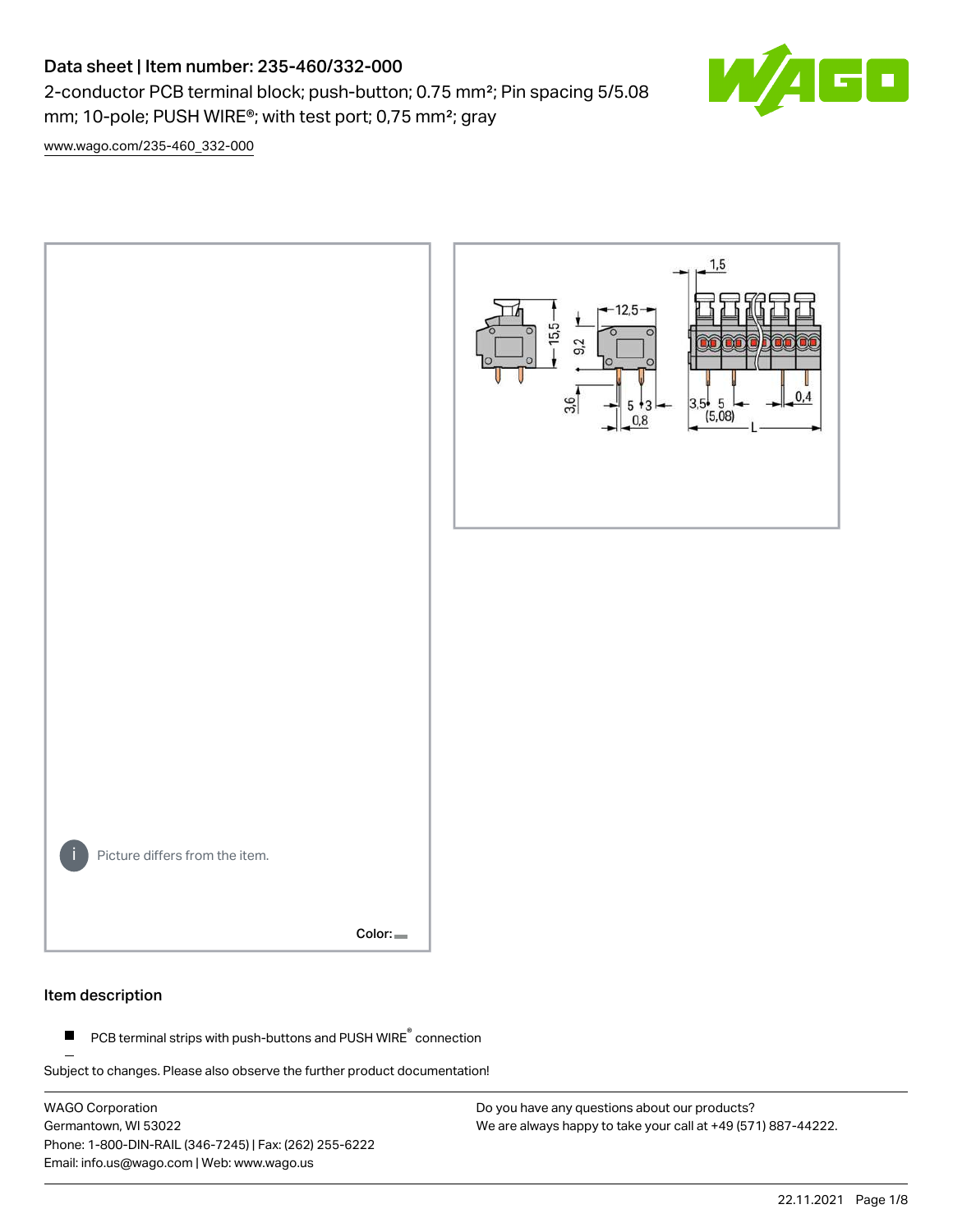# Data sheet | Item number: 235-460/332-000

2-conductor PCB terminal block; push-button; 0.75 mm²; Pin spacing 5/5.08 mm; 10-pole; PUSH WIRE®; with test port; 0,75 mm²; gray

www.wago.com/235-460_332-000

Picture differs from the item.

Color:

## Item description

- PCB terminal strips with push-buttons and PUSH WIRE® connection

Subject to changes. Please also observe the further product documentation!

WAGO Corporation
Germantown, WI 53022
Phone: 1-800-DIN-RAIL (346-7245) | Fax: (262) 255-6222
Email: info.us@wago.com | Web: www.wago.us

Do you have any questions about our products?
We are always happy to take your call at +49 (571) 887-44222.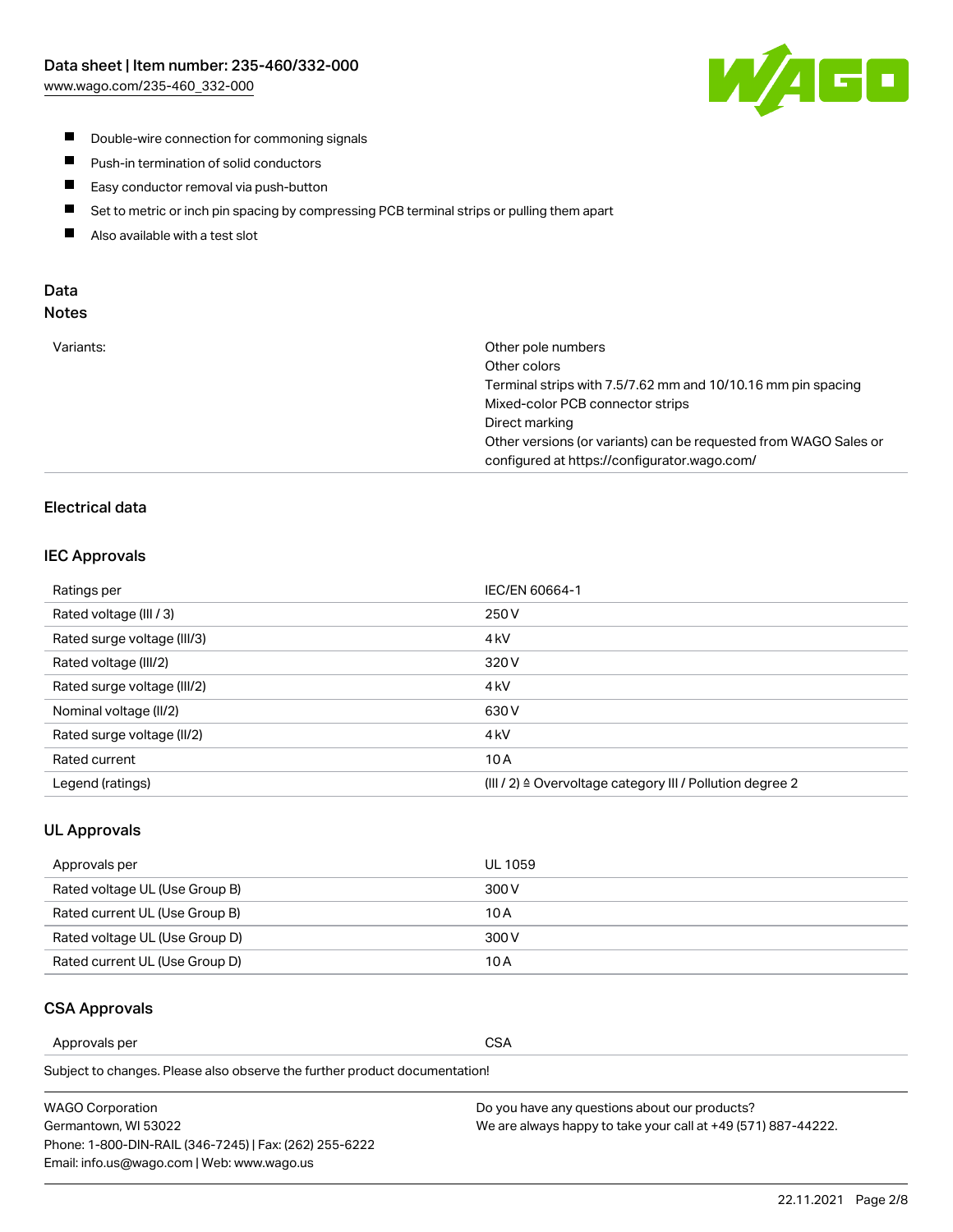- Double-wire connection for commoning signals
- Push-in termination of solid conductors
- Easy conductor removal via push-button
- Set to metric or inch pin spacing by compressing PCB terminal strips or pulling them apart
- Also available with a test slot

## Data

### Notes

| | |
|---|---|
| Variants: | Other pole numbers<br>Other colors<br>Terminal strips with 7.5/7.62 mm and 10/10.16 mm pin spacing<br>Mixed-color PCB connector strips<br>Direct marking<br>Other versions (or variants) can be requested from WAGO Sales or configured at https://configurator.wago.com/ |

### Electrical data

#### IEC Approvals

| | |
|---|---|
| Ratings per | IEC/EN 60664-1 |
| Rated voltage (III / 3) | 250 V |
| Rated surge voltage (III/3) | 4 kV |
| Rated voltage (III/2) | 320 V |
| Rated surge voltage (III/2) | 4 kV |
| Nominal voltage (II/2) | 630 V |
| Rated surge voltage (II/2) | 4 kV |
| Rated current | 10 A |
| Legend (ratings) | (III / 2) ≙ Overvoltage category III / Pollution degree 2 |

#### UL Approvals

| | |
|---|---|
| Approvals per | UL 1059 |
| Rated voltage UL (Use Group B) | 300 V |
| Rated current UL (Use Group B) | 10 A |
| Rated voltage UL (Use Group D) | 300 V |
| Rated current UL (Use Group D) | 10 A |

#### CSA Approvals

| | |
|---|---|
| Approvals per | CSA |

Subject to changes. Please also observe the further product documentation!

WAGO Corporation
Germantown, WI 53022
Phone: 1-800-DIN-RAIL (346-7245) | Fax: (262) 255-6222
Email: info.us@wago.com | Web: www.wago.us

Do you have any questions about our products?
We are always happy to take your call at +49 (571) 887-44222.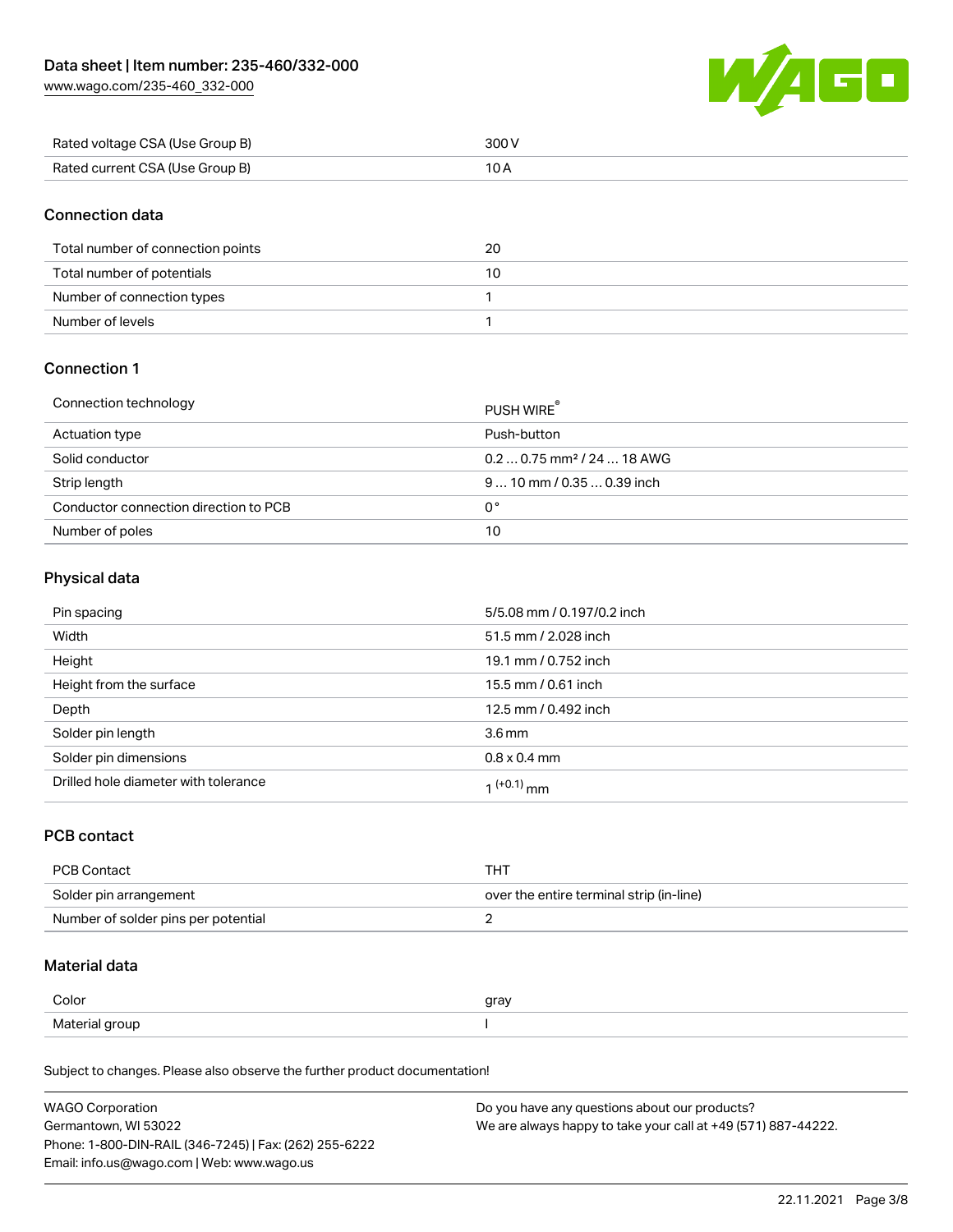| | |
|---|---|
| Rated voltage CSA (Use Group B) | 300 V |
| Rated current CSA (Use Group B) | 10 A |

## Connection data

| | |
|---|---|
| Total number of connection points | 20 |
| Total number of potentials | 10 |
| Number of connection types | 1 |
| Number of levels | 1 |

## Connection 1

| | |
|---|---|
| Connection technology | PUSH WIRE® |
| Actuation type | Push-button |
| Solid conductor | 0.2 … 0.75 mm² / 24 … 18 AWG |
| Strip length | 9 … 10 mm / 0.35 … 0.39 inch |
| Conductor connection direction to PCB | 0 ° |
| Number of poles | 10 |

## Physical data

| | |
|---|---|
| Pin spacing | 5/5.08 mm / 0.197/0.2 inch |
| Width | 51.5 mm / 2.028 inch |
| Height | 19.1 mm / 0.752 inch |
| Height from the surface | 15.5 mm / 0.61 inch |
| Depth | 12.5 mm / 0.492 inch |
| Solder pin length | 3.6 mm |
| Solder pin dimensions | 0.8 x 0.4 mm |
| Drilled hole diameter with tolerance | $1^{(+0.1)}$ mm |

## PCB contact

| | |
|---|---|
| PCB Contact | THT |
| Solder pin arrangement | over the entire terminal strip (in-line) |
| Number of solder pins per potential | 2 |

## Material data

| | |
|---|---|
| Color | gray |
| Material group | I |

Subject to changes. Please also observe the further product documentation!

WAGO Corporation
Germantown, WI 53022
Phone: 1-800-DIN-RAIL (346-7245) | Fax: (262) 255-6222
Email: info.us@wago.com | Web: www.wago.us

Do you have any questions about our products?
We are always happy to take your call at +49 (571) 887-44222.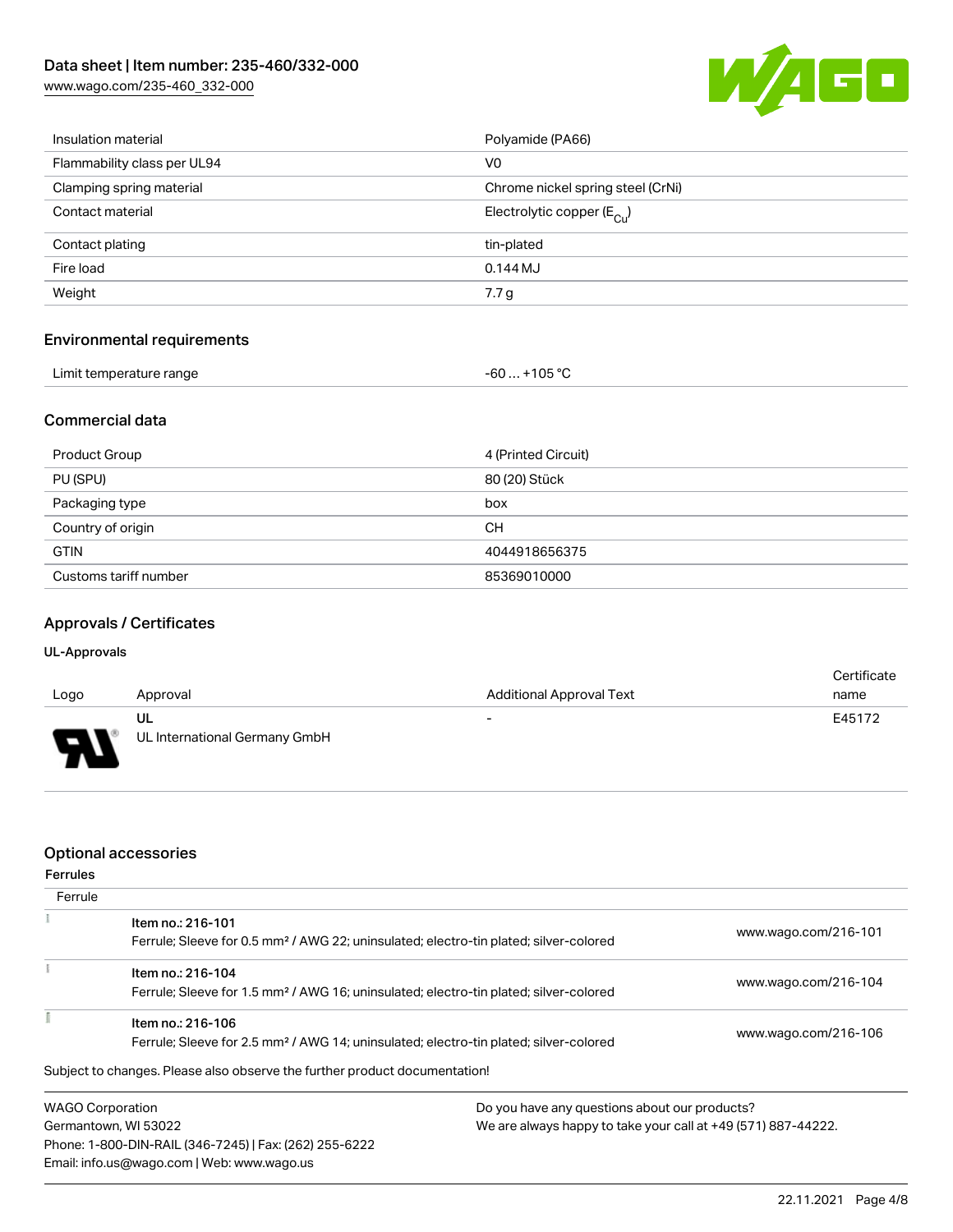| | |
|---|---|
| Insulation material | Polyamide (PA66) |
| Flammability class per UL94 | V0 |
| Clamping spring material | Chrome nickel spring steel (CrNi) |
| Contact material | Electrolytic copper ($E_{Cu}$) |
| Contact plating | tin-plated |
| Fire load | 0.144 MJ |
| Weight | 7.7 g |

## Environmental requirements

| | |
|---|---|
| Limit temperature range | -60 … +105 °C |

## Commercial data

| | |
|---|---|
| Product Group | 4 (Printed Circuit) |
| PU (SPU) | 80 (20) Stück |
| Packaging type | box |
| Country of origin | CH |
| GTIN | 4044918656375 |
| Customs tariff number | 85369010000 |

## Approvals / Certificates

### UL-Approvals

| Logo | Approval | Additional Approval Text | Certificate name |
|---|---|---|---|
| | UL<br>UL International Germany GmbH | - | E45172 |

## Optional accessories

### Ferrules

| Ferrule | | |
|---|---|---|
| | Item no.: 216-101<br>Ferrule; Sleeve for 0.5 mm² / AWG 22; uninsulated; electro-tin plated; silver-colored | www.wago.com/216-101 |
| | Item no.: 216-104<br>Ferrule; Sleeve for 1.5 mm² / AWG 16; uninsulated; electro-tin plated; silver-colored | www.wago.com/216-104 |
| | Item no.: 216-106<br>Ferrule; Sleeve for 2.5 mm² / AWG 14; uninsulated; electro-tin plated; silver-colored | www.wago.com/216-106 |

Subject to changes. Please also observe the further product documentation!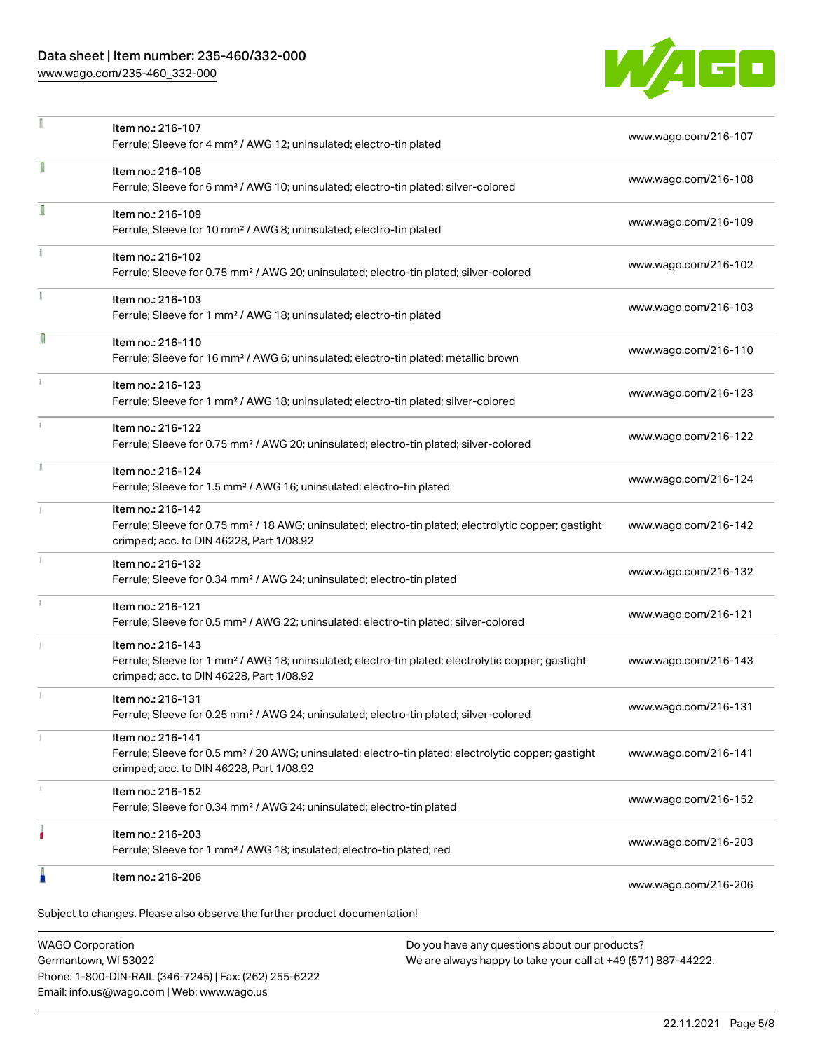| Item | Link |
| --- | --- |
| Item no.: 216-107<br>Ferrule; Sleeve for 4 mm² / AWG 12; uninsulated; electro-tin plated | www.wago.com/216-107 |
| Item no.: 216-108<br>Ferrule; Sleeve for 6 mm² / AWG 10; uninsulated; electro-tin plated; silver-colored | www.wago.com/216-108 |
| Item no.: 216-109<br>Ferrule; Sleeve for 10 mm² / AWG 8; uninsulated; electro-tin plated | www.wago.com/216-109 |
| Item no.: 216-102<br>Ferrule; Sleeve for 0.75 mm² / AWG 20; uninsulated; electro-tin plated; silver-colored | www.wago.com/216-102 |
| Item no.: 216-103<br>Ferrule; Sleeve for 1 mm² / AWG 18; uninsulated; electro-tin plated | www.wago.com/216-103 |
| Item no.: 216-110<br>Ferrule; Sleeve for 16 mm² / AWG 6; uninsulated; electro-tin plated; metallic brown | www.wago.com/216-110 |
| Item no.: 216-123<br>Ferrule; Sleeve for 1 mm² / AWG 18; uninsulated; electro-tin plated; silver-colored | www.wago.com/216-123 |
| Item no.: 216-122<br>Ferrule; Sleeve for 0.75 mm² / AWG 20; uninsulated; electro-tin plated; silver-colored | www.wago.com/216-122 |
| Item no.: 216-124<br>Ferrule; Sleeve for 1.5 mm² / AWG 16; uninsulated; electro-tin plated | www.wago.com/216-124 |
| Item no.: 216-142<br>Ferrule; Sleeve for 0.75 mm² / 18 AWG; uninsulated; electro-tin plated; electrolytic copper; gastight crimped; acc. to DIN 46228, Part 1/08.92 | www.wago.com/216-142 |
| Item no.: 216-132<br>Ferrule; Sleeve for 0.34 mm² / AWG 24; uninsulated; electro-tin plated | www.wago.com/216-132 |
| Item no.: 216-121<br>Ferrule; Sleeve for 0.5 mm² / AWG 22; uninsulated; electro-tin plated; silver-colored | www.wago.com/216-121 |
| Item no.: 216-143<br>Ferrule; Sleeve for 1 mm² / AWG 18; uninsulated; electro-tin plated; electrolytic copper; gastight crimped; acc. to DIN 46228, Part 1/08.92 | www.wago.com/216-143 |
| Item no.: 216-131<br>Ferrule; Sleeve for 0.25 mm² / AWG 24; uninsulated; electro-tin plated; silver-colored | www.wago.com/216-131 |
| Item no.: 216-141<br>Ferrule; Sleeve for 0.5 mm² / 20 AWG; uninsulated; electro-tin plated; electrolytic copper; gastight crimped; acc. to DIN 46228, Part 1/08.92 | www.wago.com/216-141 |
| Item no.: 216-152<br>Ferrule; Sleeve for 0.34 mm² / AWG 24; uninsulated; electro-tin plated | www.wago.com/216-152 |
| Item no.: 216-203<br>Ferrule; Sleeve for 1 mm² / AWG 18; insulated; electro-tin plated; red | www.wago.com/216-203 |
| Item no.: 216-206 | www.wago.com/216-206 |

Subject to changes. Please also observe the further product documentation!

WAGO Corporation
Germantown, WI 53022
Phone: 1-800-DIN-RAIL (346-7245) | Fax: (262) 255-6222
Email: info.us@wago.com | Web: www.wago.us

Do you have any questions about our products?
We are always happy to take your call at +49 (571) 887-44222.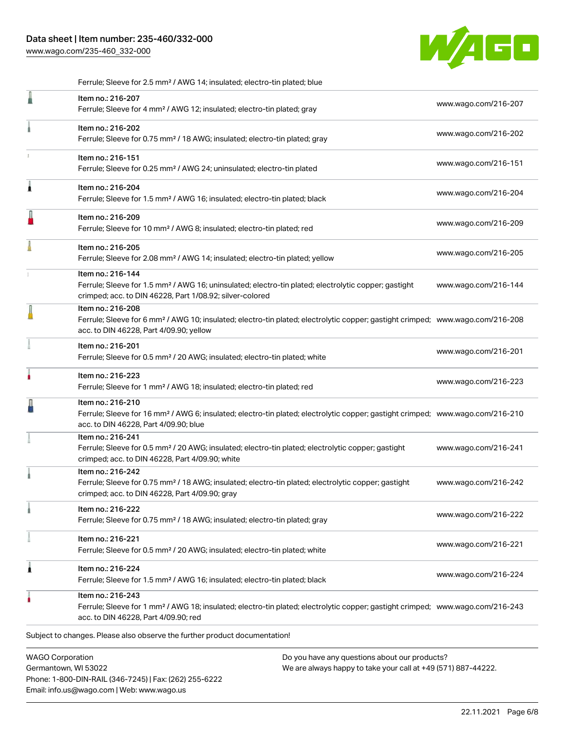Ferrule; Sleeve for 2.5 mm² / AWG 14; insulated; electro-tin plated; blue

| Item | Link |
| --- | --- |
| Item no.: 216-207<br>Ferrule; Sleeve for 4 mm² / AWG 12; insulated; electro-tin plated; gray | www.wago.com/216-207 |
| Item no.: 216-202<br>Ferrule; Sleeve for 0.75 mm² / 18 AWG; insulated; electro-tin plated; gray | www.wago.com/216-202 |
| Item no.: 216-151<br>Ferrule; Sleeve for 0.25 mm² / AWG 24; uninsulated; electro-tin plated | www.wago.com/216-151 |
| Item no.: 216-204<br>Ferrule; Sleeve for 1.5 mm² / AWG 16; insulated; electro-tin plated; black | www.wago.com/216-204 |
| Item no.: 216-209<br>Ferrule; Sleeve for 10 mm² / AWG 8; insulated; electro-tin plated; red | www.wago.com/216-209 |
| Item no.: 216-205<br>Ferrule; Sleeve for 2.08 mm² / AWG 14; insulated; electro-tin plated; yellow | www.wago.com/216-205 |
| Item no.: 216-144<br>Ferrule; Sleeve for 1.5 mm² / AWG 16; uninsulated; electro-tin plated; electrolytic copper; gastight crimped; acc. to DIN 46228, Part 1/08.92; silver-colored | www.wago.com/216-144 |
| Item no.: 216-208<br>Ferrule; Sleeve for 6 mm² / AWG 10; insulated; electro-tin plated; electrolytic copper; gastight crimped; acc. to DIN 46228, Part 4/09.90; yellow | www.wago.com/216-208 |
| Item no.: 216-201<br>Ferrule; Sleeve for 0.5 mm² / 20 AWG; insulated; electro-tin plated; white | www.wago.com/216-201 |
| Item no.: 216-223<br>Ferrule; Sleeve for 1 mm² / AWG 18; insulated; electro-tin plated; red | www.wago.com/216-223 |
| Item no.: 216-210<br>Ferrule; Sleeve for 16 mm² / AWG 6; insulated; electro-tin plated; electrolytic copper; gastight crimped; acc. to DIN 46228, Part 4/09.90; blue | www.wago.com/216-210 |
| Item no.: 216-241<br>Ferrule; Sleeve for 0.5 mm² / 20 AWG; insulated; electro-tin plated; electrolytic copper; gastight crimped; acc. to DIN 46228, Part 4/09.90; white | www.wago.com/216-241 |
| Item no.: 216-242<br>Ferrule; Sleeve for 0.75 mm² / 18 AWG; insulated; electro-tin plated; electrolytic copper; gastight crimped; acc. to DIN 46228, Part 4/09.90; gray | www.wago.com/216-242 |
| Item no.: 216-222<br>Ferrule; Sleeve for 0.75 mm² / 18 AWG; insulated; electro-tin plated; gray | www.wago.com/216-222 |
| Item no.: 216-221<br>Ferrule; Sleeve for 0.5 mm² / 20 AWG; insulated; electro-tin plated; white | www.wago.com/216-221 |
| Item no.: 216-224<br>Ferrule; Sleeve for 1.5 mm² / AWG 16; insulated; electro-tin plated; black | www.wago.com/216-224 |
| Item no.: 216-243<br>Ferrule; Sleeve for 1 mm² / AWG 18; insulated; electro-tin plated; electrolytic copper; gastight crimped; acc. to DIN 46228, Part 4/09.90; red | www.wago.com/216-243 |

Subject to changes. Please also observe the further product documentation!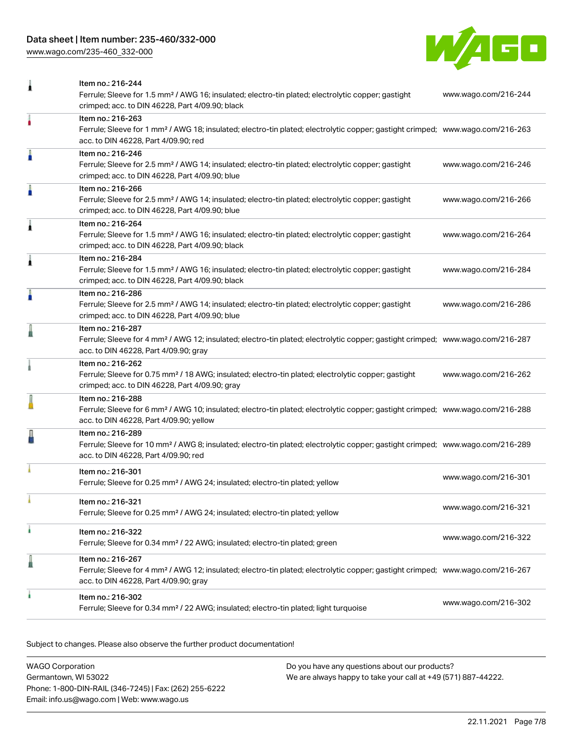| | | |
|---|---|---|
| | Item no.: 216-244<br>Ferrule; Sleeve for 1.5 mm² / AWG 16; insulated; electro-tin plated; electrolytic copper; gastight crimped; acc. to DIN 46228, Part 4/09.90; black | www.wago.com/216-244 |
| | Item no.: 216-263<br>Ferrule; Sleeve for 1 mm² / AWG 18; insulated; electro-tin plated; electrolytic copper; gastight crimped; acc. to DIN 46228, Part 4/09.90; red | www.wago.com/216-263 |
| | Item no.: 216-246<br>Ferrule; Sleeve for 2.5 mm² / AWG 14; insulated; electro-tin plated; electrolytic copper; gastight crimped; acc. to DIN 46228, Part 4/09.90; blue | www.wago.com/216-246 |
| | Item no.: 216-266<br>Ferrule; Sleeve for 2.5 mm² / AWG 14; insulated; electro-tin plated; electrolytic copper; gastight crimped; acc. to DIN 46228, Part 4/09.90; blue | www.wago.com/216-266 |
| | Item no.: 216-264<br>Ferrule; Sleeve for 1.5 mm² / AWG 16; insulated; electro-tin plated; electrolytic copper; gastight crimped; acc. to DIN 46228, Part 4/09.90; black | www.wago.com/216-264 |
| | Item no.: 216-284<br>Ferrule; Sleeve for 1.5 mm² / AWG 16; insulated; electro-tin plated; electrolytic copper; gastight crimped; acc. to DIN 46228, Part 4/09.90; black | www.wago.com/216-284 |
| | Item no.: 216-286<br>Ferrule; Sleeve for 2.5 mm² / AWG 14; insulated; electro-tin plated; electrolytic copper; gastight crimped; acc. to DIN 46228, Part 4/09.90; blue | www.wago.com/216-286 |
| | Item no.: 216-287<br>Ferrule; Sleeve for 4 mm² / AWG 12; insulated; electro-tin plated; electrolytic copper; gastight crimped; acc. to DIN 46228, Part 4/09.90; gray | www.wago.com/216-287 |
| | Item no.: 216-262<br>Ferrule; Sleeve for 0.75 mm² / 18 AWG; insulated; electro-tin plated; electrolytic copper; gastight crimped; acc. to DIN 46228, Part 4/09.90; gray | www.wago.com/216-262 |
| | Item no.: 216-288<br>Ferrule; Sleeve for 6 mm² / AWG 10; insulated; electro-tin plated; electrolytic copper; gastight crimped; acc. to DIN 46228, Part 4/09.90; yellow | www.wago.com/216-288 |
| | Item no.: 216-289<br>Ferrule; Sleeve for 10 mm² / AWG 8; insulated; electro-tin plated; electrolytic copper; gastight crimped; acc. to DIN 46228, Part 4/09.90; red | www.wago.com/216-289 |
| | Item no.: 216-301<br>Ferrule; Sleeve for 0.25 mm² / AWG 24; insulated; electro-tin plated; yellow | www.wago.com/216-301 |
| | Item no.: 216-321<br>Ferrule; Sleeve for 0.25 mm² / AWG 24; insulated; electro-tin plated; yellow | www.wago.com/216-321 |
| | Item no.: 216-322<br>Ferrule; Sleeve for 0.34 mm² / 22 AWG; insulated; electro-tin plated; green | www.wago.com/216-322 |
| | Item no.: 216-267<br>Ferrule; Sleeve for 4 mm² / AWG 12; insulated; electro-tin plated; electrolytic copper; gastight crimped; acc. to DIN 46228, Part 4/09.90; gray | www.wago.com/216-267 |
| | Item no.: 216-302<br>Ferrule; Sleeve for 0.34 mm² / 22 AWG; insulated; electro-tin plated; light turquoise | www.wago.com/216-302 |

Subject to changes. Please also observe the further product documentation!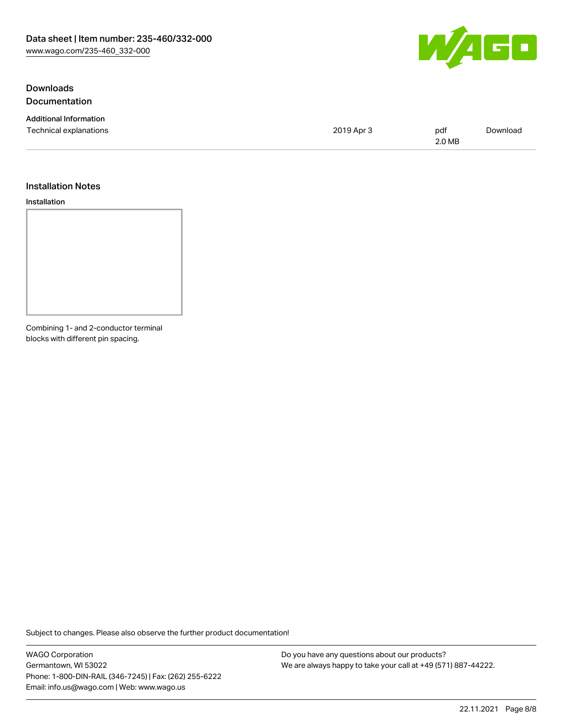## Downloads

## Documentation

### Additional Information

| | | | |
|---|---|---|---|
| Technical explanations | 2019 Apr 3 | pdf<br>2.0 MB | Download |

## Installation Notes

### Installation

Combining 1- and 2-conductor terminal blocks with different pin spacing.

Subject to changes. Please also observe the further product documentation!

WAGO Corporation
Germantown, WI 53022
Phone: 1-800-DIN-RAIL (346-7245) | Fax: (262) 255-6222
Email: info.us@wago.com | Web: www.wago.us

Do you have any questions about our products?
We are always happy to take your call at +49 (571) 887-44222.